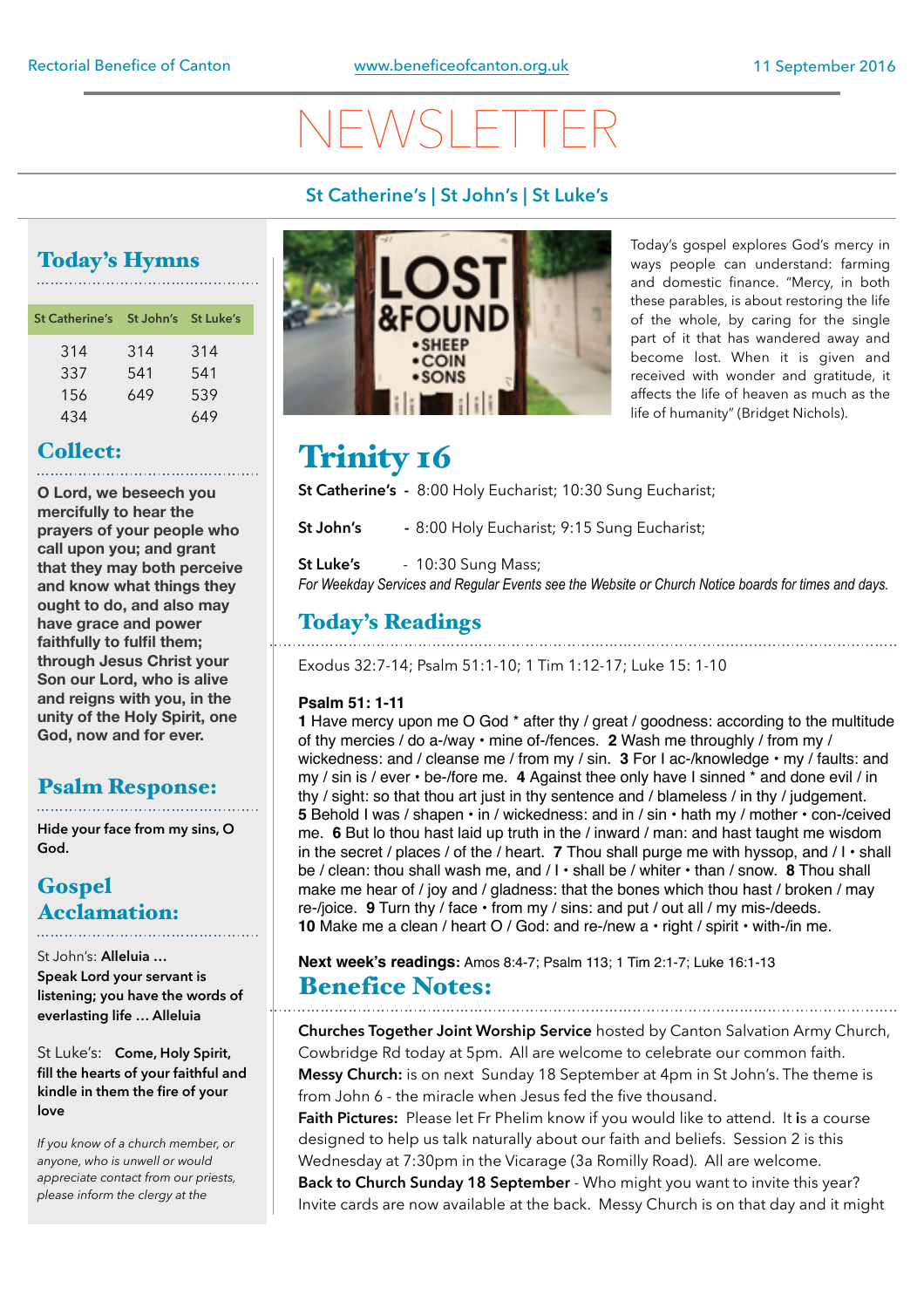Rectorial Benefice of Canton | www.beneficeofcanton.org.uk | 11 September 2016

# NEWSLETTER

**St Catherine's | St John's | St Luke's**

## Today's Hymns

| St Catherine's | St John's | St Luke's |
|---|---|---|
| 314 | 314 | 314 |
| 337 | 541 | 541 |
| 156 | 649 | 539 |
| 434 | | 649 |

## Collect:

**O Lord, we beseech you mercifully to hear the prayers of your people who call upon you; and grant that they may both perceive and know what things they ought to do, and also may have grace and power faithfully to fulfil them; through Jesus Christ your Son our Lord, who is alive and reigns with you, in the unity of the Holy Spirit, one God, now and for ever.**

## Psalm Response:

**Hide your face from my sins, O God.**

## Gospel Acclamation:

St John's: **Alleluia … Speak Lord your servant is listening; you have the words of everlasting life … Alleluia**

St Luke's: **Come, Holy Spirit, fill the hearts of your faithful and kindle in them the fire of your love**

*If you know of a church member, or anyone, who is unwell or would appreciate contact from our priests, please inform the clergy at the*

Today's gospel explores God's mercy in ways people can understand: farming and domestic finance. "Mercy, in both these parables, is about restoring the life of the whole, by caring for the single part of it that has wandered away and become lost. When it is given and received with wonder and gratitude, it affects the life of heaven as much as the life of humanity" (Bridget Nichols).

# Trinity 16

**St Catherine's** - 8:00 Holy Eucharist; 10:30 Sung Eucharist;

**St John's** - 8:00 Holy Eucharist; 9:15 Sung Eucharist;

**St Luke's** - 10:30 Sung Mass;

*For Weekday Services and Regular Events see the Website or Church Notice boards for times and days.*

## Today's Readings

Exodus 32:7-14; Psalm 51:1-10; 1 Tim 1:12-17; Luke 15: 1-10

**Psalm 51: 1-11**

**1** Have mercy upon me O God * after thy / great / goodness: according to the multitude of thy mercies / do a-/way • mine of-/fences. **2** Wash me throughly / from my / wickedness: and / cleanse me / from my / sin. **3** For I ac-/knowledge • my / faults: and my / sin is / ever • be-/fore me. **4** Against thee only have I sinned * and done evil / in thy / sight: so that thou art just in thy sentence and / blameless / in thy / judgement. **5** Behold I was / shapen • in / wickedness: and in / sin • hath my / mother • con-/ceived me. **6** But lo thou hast laid up truth in the / inward / man: and hast taught me wisdom in the secret / places / of the / heart. **7** Thou shall purge me with hyssop, and / I • shall be / clean: thou shall wash me, and / I • shall be / whiter • than / snow. **8** Thou shall make me hear of / joy and / gladness: that the bones which thou hast / broken / may re-/joice. **9** Turn thy / face • from my / sins: and put / out all / my mis-/deeds. **10** Make me a clean / heart O / God: and re-/new a • right / spirit • with-/in me.

**Next week's readings:** Amos 8:4-7; Psalm 113; 1 Tim 2:1-7; Luke 16:1-13

## Benefice Notes:

**Churches Together Joint Worship Service** hosted by Canton Salvation Army Church, Cowbridge Rd today at 5pm. All are welcome to celebrate our common faith.

**Messy Church:** is on next Sunday 18 September at 4pm in St John's. The theme is from John 6 - the miracle when Jesus fed the five thousand.

**Faith Pictures:** Please let Fr Phelim know if you would like to attend. It is a course designed to help us talk naturally about our faith and beliefs. Session 2 is this Wednesday at 7:30pm in the Vicarage (3a Romilly Road). All are welcome.

**Back to Church Sunday 18 September** - Who might you want to invite this year? Invite cards are now available at the back. Messy Church is on that day and it might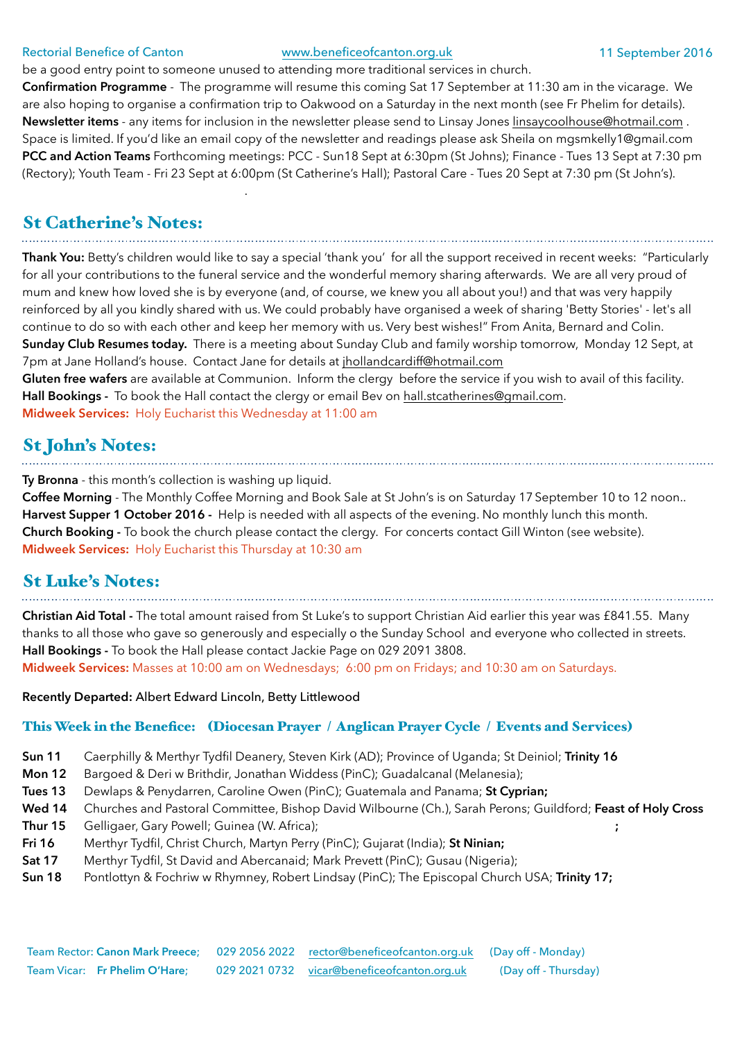be a good entry point to someone unused to attending more traditional services in church.

**Confirmation Programme** - The programme will resume this coming Sat 17 September at 11:30 am in the vicarage. We are also hoping to organise a confirmation trip to Oakwood on a Saturday in the next month (see Fr Phelim for details).

**Newsletter items** - any items for inclusion in the newsletter please send to Linsay Jones linsaycoolhouse@hotmail.com . Space is limited. If you'd like an email copy of the newsletter and readings please ask Sheila on mgsmkelly1@gmail.com

**PCC and Action Teams** Forthcoming meetings: PCC - Sun18 Sept at 6:30pm (St Johns); Finance - Tues 13 Sept at 7:30 pm (Rectory); Youth Team - Fri 23 Sept at 6:00pm (St Catherine's Hall); Pastoral Care - Tues 20 Sept at 7:30 pm (St John's).

## St Catherine's Notes:

**Thank You:** Betty's children would like to say a special 'thank you' for all the support received in recent weeks: "Particularly for all your contributions to the funeral service and the wonderful memory sharing afterwards. We are all very proud of mum and knew how loved she is by everyone (and, of course, we knew you all about you!) and that was very happily reinforced by all you kindly shared with us. We could probably have organised a week of sharing 'Betty Stories' - let's all continue to do so with each other and keep her memory with us. Very best wishes!" From Anita, Bernard and Colin.

**Sunday Club Resumes today.** There is a meeting about Sunday Club and family worship tomorrow, Monday 12 Sept, at 7pm at Jane Holland's house. Contact Jane for details at jhollandcardiff@hotmail.com

**Gluten free wafers** are available at Communion. Inform the clergy before the service if you wish to avail of this facility.

**Hall Bookings -** To book the Hall contact the clergy or email Bev on hall.stcatherines@gmail.com.

**Midweek Services:** Holy Eucharist this Wednesday at 11:00 am

## St John's Notes:

**Ty Bronna** - this month's collection is washing up liquid.

**Coffee Morning** - The Monthly Coffee Morning and Book Sale at St John's is on Saturday 17 September 10 to 12 noon..

**Harvest Supper 1 October 2016 -** Help is needed with all aspects of the evening. No monthly lunch this month.

**Church Booking -** To book the church please contact the clergy. For concerts contact Gill Winton (see website).

**Midweek Services:** Holy Eucharist this Thursday at 10:30 am

## St Luke's Notes:

**Christian Aid Total -** The total amount raised from St Luke's to support Christian Aid earlier this year was £841.55. Many thanks to all those who gave so generously and especially o the Sunday School and everyone who collected in streets.

**Hall Bookings -** To book the Hall please contact Jackie Page on 029 2091 3808.

**Midweek Services:** Masses at 10:00 am on Wednesdays; 6:00 pm on Fridays; and 10:30 am on Saturdays.

**Recently Departed:** Albert Edward Lincoln, Betty Littlewood

### This Week in the Benefice: (Diocesan Prayer / Anglican Prayer Cycle / Events and Services)

**Sun 11** Caerphilly & Merthyr Tydfil Deanery, Steven Kirk (AD); Province of Uganda; St Deiniol; **Trinity 16**

**Mon 12** Bargoed & Deri w Brithdir, Jonathan Widdess (PinC); Guadalcanal (Melanesia);

**Tues 13** Dewlaps & Penydarren, Caroline Owen (PinC); Guatemala and Panama; **St Cyprian;**

**Wed 14** Churches and Pastoral Committee, Bishop David Wilbourne (Ch.), Sarah Perons; Guildford; **Feast of Holy Cross**

**Thur 15** Gelligaer, Gary Powell; Guinea (W. Africa); **;**

**Fri 16** Merthyr Tydfil, Christ Church, Martyn Perry (PinC); Gujarat (India); **St Ninian;**

**Sat 17** Merthyr Tydfil, St David and Abercanaid; Mark Prevett (PinC); Gusau (Nigeria);

**Sun 18** Pontlottyn & Fochriw w Rhymney, Robert Lindsay (PinC); The Episcopal Church USA; **Trinity 17;**

Team Rector: **Canon Mark Preece;** 029 2056 2022 rector@beneficeofcanton.org.uk (Day off - Monday)

Team Vicar: **Fr Phelim O'Hare;** 029 2021 0732 vicar@beneficeofcanton.org.uk (Day off - Thursday)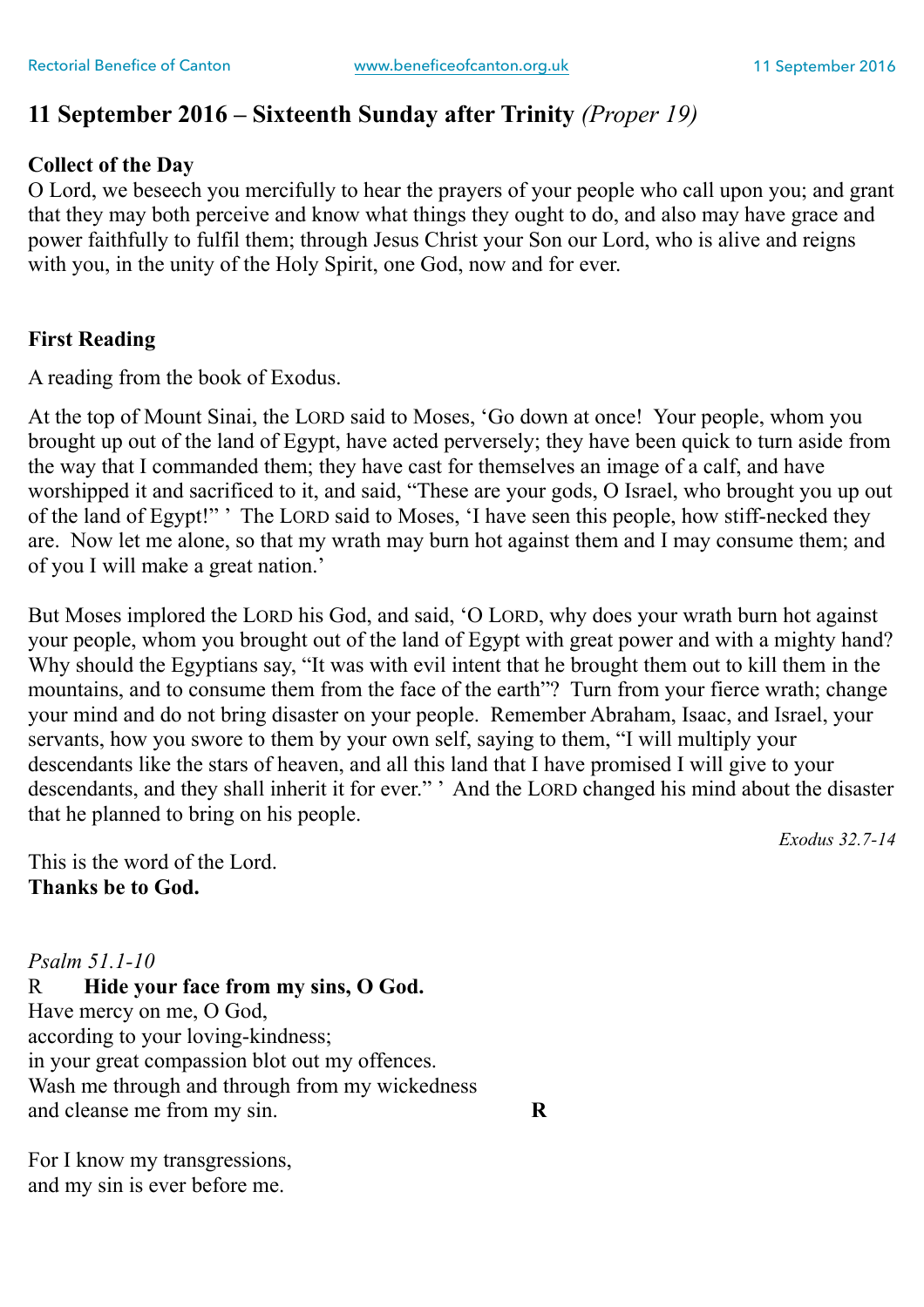## 11 September 2016 – Sixteenth Sunday after Trinity *(Proper 19)*

**Collect of the Day**

O Lord, we beseech you mercifully to hear the prayers of your people who call upon you; and grant that they may both perceive and know what things they ought to do, and also may have grace and power faithfully to fulfil them; through Jesus Christ your Son our Lord, who is alive and reigns with you, in the unity of the Holy Spirit, one God, now and for ever.

**First Reading**

A reading from the book of Exodus.

At the top of Mount Sinai, the LORD said to Moses, 'Go down at once! Your people, whom you brought up out of the land of Egypt, have acted perversely; they have been quick to turn aside from the way that I commanded them; they have cast for themselves an image of a calf, and have worshipped it and sacrificed to it, and said, "These are your gods, O Israel, who brought you up out of the land of Egypt!" ' The LORD said to Moses, 'I have seen this people, how stiff-necked they are. Now let me alone, so that my wrath may burn hot against them and I may consume them; and of you I will make a great nation.'

But Moses implored the LORD his God, and said, 'O LORD, why does your wrath burn hot against your people, whom you brought out of the land of Egypt with great power and with a mighty hand? Why should the Egyptians say, "It was with evil intent that he brought them out to kill them in the mountains, and to consume them from the face of the earth"? Turn from your fierce wrath; change your mind and do not bring disaster on your people. Remember Abraham, Isaac, and Israel, your servants, how you swore to them by your own self, saying to them, "I will multiply your descendants like the stars of heaven, and all this land that I have promised I will give to your descendants, and they shall inherit it for ever." ' And the LORD changed his mind about the disaster that he planned to bring on his people.

*Exodus 32.7-14*

This is the word of the Lord.
**Thanks be to God.**

*Psalm 51.1-10*

R **Hide your face from my sins, O God.**

Have mercy on me, O God,
according to your loving-kindness;
in your great compassion blot out my offences.
Wash me through and through from my wickedness
and cleanse me from my sin. **R**

For I know my transgressions,
and my sin is ever before me.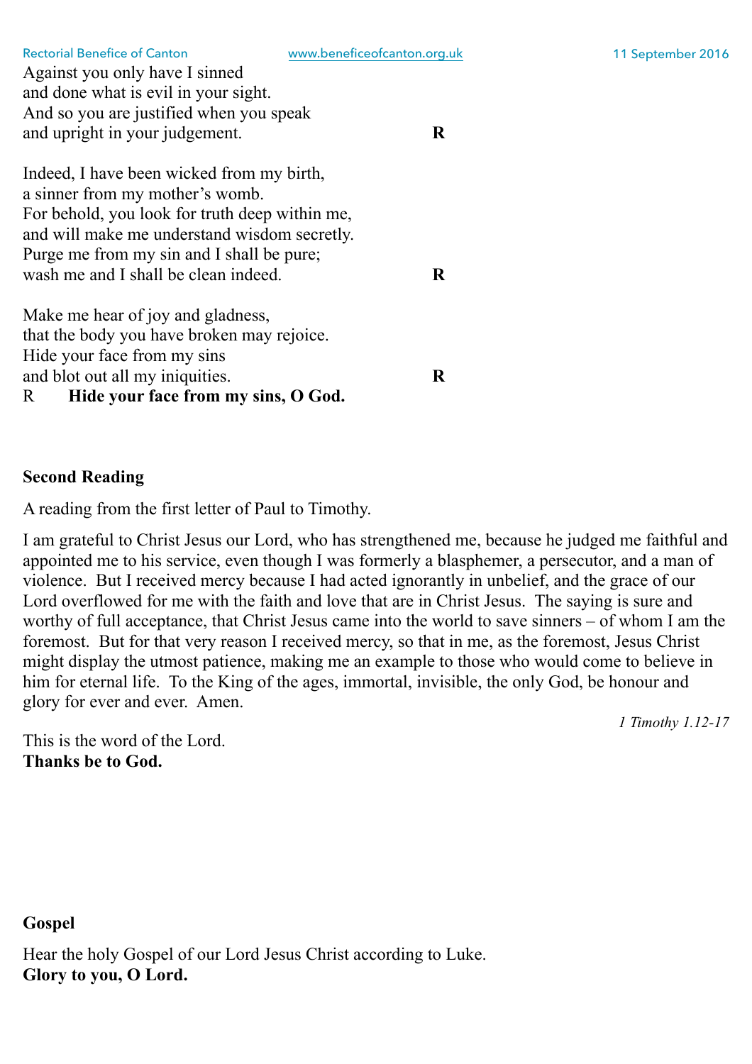Against you only have I sinned
and done what is evil in your sight.
And so you are justified when you speak
and upright in your judgement. **R**

Indeed, I have been wicked from my birth,
a sinner from my mother's womb.
For behold, you look for truth deep within me,
and will make me understand wisdom secretly.
Purge me from my sin and I shall be pure;
wash me and I shall be clean indeed. **R**

Make me hear of joy and gladness,
that the body you have broken may rejoice.
Hide your face from my sins
and blot out all my iniquities. **R**

R **Hide your face from my sins, O God.**

**Second Reading**

A reading from the first letter of Paul to Timothy.

I am grateful to Christ Jesus our Lord, who has strengthened me, because he judged me faithful and appointed me to his service, even though I was formerly a blasphemer, a persecutor, and a man of violence. But I received mercy because I had acted ignorantly in unbelief, and the grace of our Lord overflowed for me with the faith and love that are in Christ Jesus. The saying is sure and worthy of full acceptance, that Christ Jesus came into the world to save sinners – of whom I am the foremost. But for that very reason I received mercy, so that in me, as the foremost, Jesus Christ might display the utmost patience, making me an example to those who would come to believe in him for eternal life. To the King of the ages, immortal, invisible, the only God, be honour and glory for ever and ever. Amen.

*1 Timothy 1.12-17*

This is the word of the Lord.
**Thanks be to God.**

**Gospel**

Hear the holy Gospel of our Lord Jesus Christ according to Luke.
**Glory to you, O Lord.**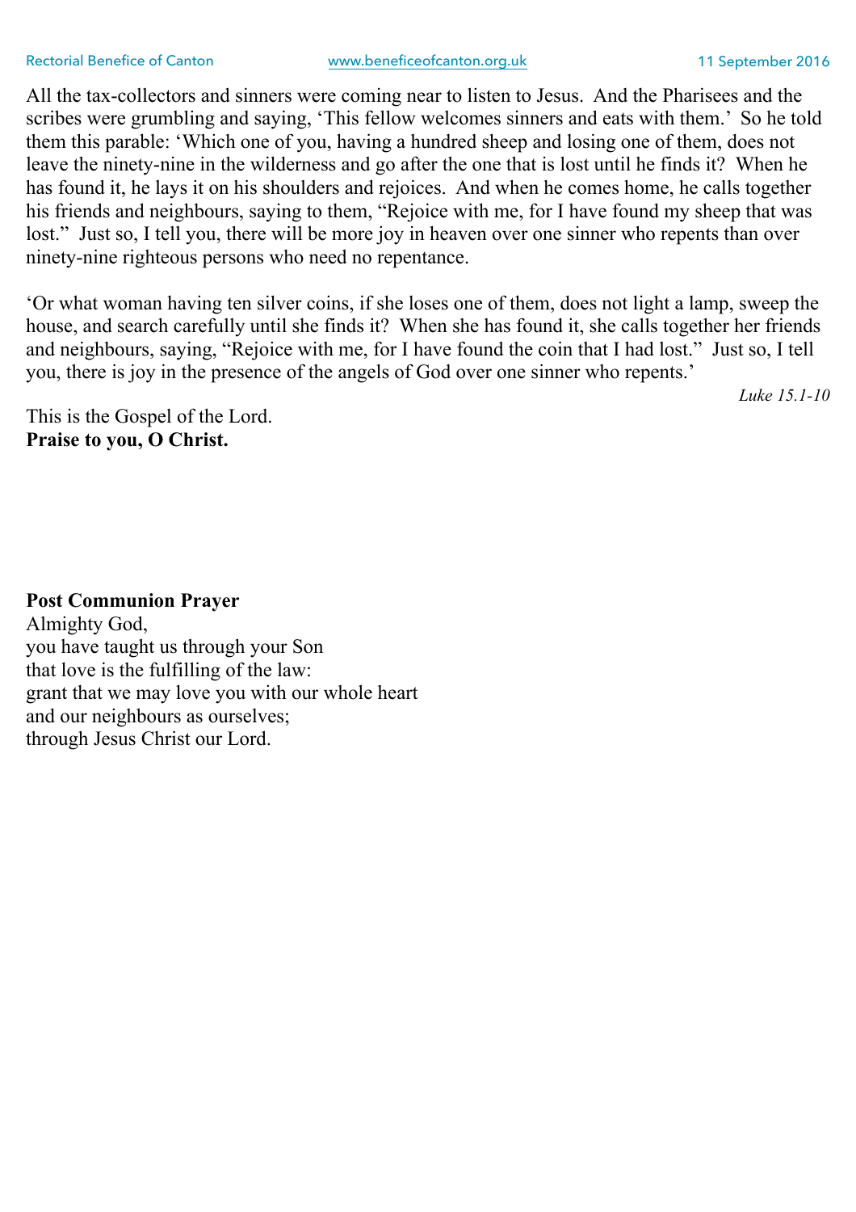All the tax-collectors and sinners were coming near to listen to Jesus. And the Pharisees and the scribes were grumbling and saying, 'This fellow welcomes sinners and eats with them.' So he told them this parable: 'Which one of you, having a hundred sheep and losing one of them, does not leave the ninety-nine in the wilderness and go after the one that is lost until he finds it? When he has found it, he lays it on his shoulders and rejoices. And when he comes home, he calls together his friends and neighbours, saying to them, "Rejoice with me, for I have found my sheep that was lost." Just so, I tell you, there will be more joy in heaven over one sinner who repents than over ninety-nine righteous persons who need no repentance.

'Or what woman having ten silver coins, if she loses one of them, does not light a lamp, sweep the house, and search carefully until she finds it? When she has found it, she calls together her friends and neighbours, saying, "Rejoice with me, for I have found the coin that I had lost." Just so, I tell you, there is joy in the presence of the angels of God over one sinner who repents.'

*Luke 15.1-10*

This is the Gospel of the Lord.
**Praise to you, O Christ.**

**Post Communion Prayer**
Almighty God,
you have taught us through your Son
that love is the fulfilling of the law:
grant that we may love you with our whole heart
and our neighbours as ourselves;
through Jesus Christ our Lord.